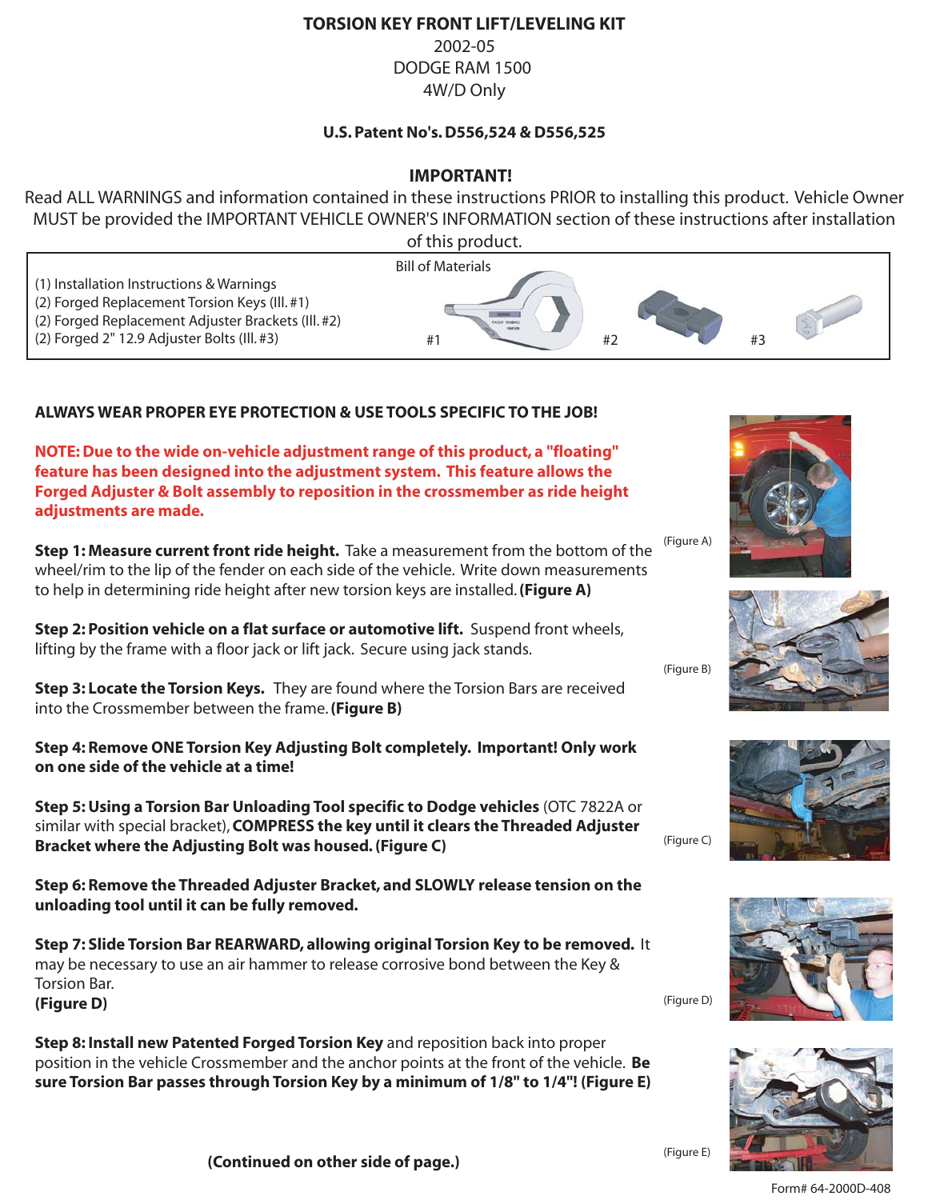# TORSION KEY FRONT LIFT/LEVELING KIT

2002-05
DODGE RAM 1500
4W/D Only

**U.S. Patent No's. D556,524 & D556,525**

## IMPORTANT!

Read ALL WARNINGS and information contained in these instructions PRIOR to installing this product. Vehicle Owner MUST be provided the IMPORTANT VEHICLE OWNER'S INFORMATION section of these instructions after installation of this product.

Bill of Materials

(1) Installation Instructions & Warnings
(2) Forged Replacement Torsion Keys (Ill. #1)
(2) Forged Replacement Adjuster Brackets (Ill. #2)
(2) Forged 2" 12.9 Adjuster Bolts (Ill. #3)

#1 #2 #3

**ALWAYS WEAR PROPER EYE PROTECTION & USE TOOLS SPECIFIC TO THE JOB!**

**NOTE: Due to the wide on-vehicle adjustment range of this product, a "floating" feature has been designed into the adjustment system. This feature allows the Forged Adjuster & Bolt assembly to reposition in the crossmember as ride height adjustments are made.**

**Step 1: Measure current front ride height.** Take a measurement from the bottom of the wheel/rim to the lip of the fender on each side of the vehicle. Write down measurements to help in determining ride height after new torsion keys are installed. **(Figure A)**

(Figure A)

**Step 2: Position vehicle on a flat surface or automotive lift.** Suspend front wheels, lifting by the frame with a floor jack or lift jack. Secure using jack stands.

(Figure B)

**Step 3: Locate the Torsion Keys.** They are found where the Torsion Bars are received into the Crossmember between the frame. **(Figure B)**

**Step 4: Remove ONE Torsion Key Adjusting Bolt completely. Important! Only work on one side of the vehicle at a time!**

**Step 5: Using a Torsion Bar Unloading Tool specific to Dodge vehicles** (OTC 7822A or similar with special bracket), **COMPRESS the key until it clears the Threaded Adjuster Bracket where the Adjusting Bolt was housed. (Figure C)**

(Figure C)

**Step 6: Remove the Threaded Adjuster Bracket, and SLOWLY release tension on the unloading tool until it can be fully removed.**

**Step 7: Slide Torsion Bar REARWARD, allowing original Torsion Key to be removed.** It may be necessary to use an air hammer to release corrosive bond between the Key & Torsion Bar.
**(Figure D)**

(Figure D)

**Step 8: Install new Patented Forged Torsion Key** and reposition back into proper position in the vehicle Crossmember and the anchor points at the front of the vehicle. **Be sure Torsion Bar passes through Torsion Key by a minimum of 1/8" to 1/4"! (Figure E)**

(Figure E)

**(Continued on other side of page.)**

Form# 64-2000D-408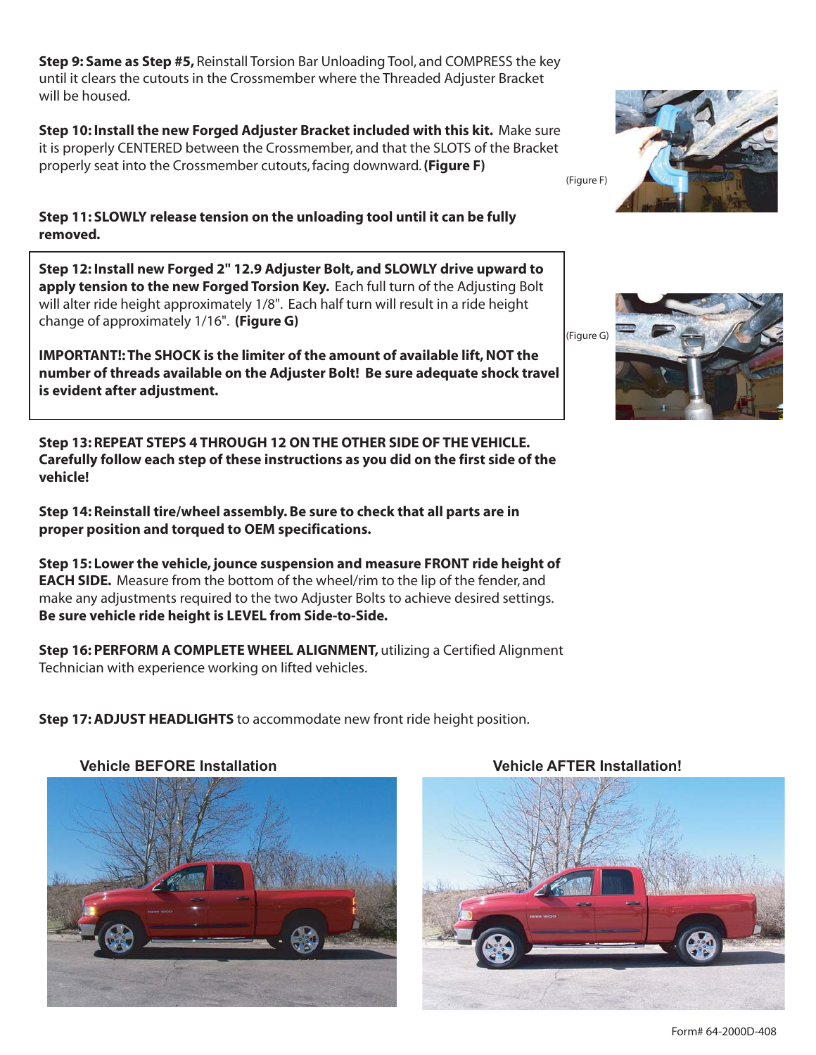**Step 9: Same as Step #5,** Reinstall Torsion Bar Unloading Tool, and COMPRESS the key until it clears the cutouts in the Crossmember where the Threaded Adjuster Bracket will be housed.

**Step 10: Install the new Forged Adjuster Bracket included with this kit.** Make sure it is properly CENTERED between the Crossmember, and that the SLOTS of the Bracket properly seat into the Crossmember cutouts, facing downward. **(Figure F)**

(Figure F)

**Step 11: SLOWLY release tension on the unloading tool until it can be fully removed.**

**Step 12: Install new Forged 2" 12.9 Adjuster Bolt, and SLOWLY drive upward to apply tension to the new Forged Torsion Key.** Each full turn of the Adjusting Bolt will alter ride height approximately 1/8". Each half turn will result in a ride height change of approximately 1/16". **(Figure G)**

**IMPORTANT!: The SHOCK is the limiter of the amount of available lift, NOT the number of threads available on the Adjuster Bolt! Be sure adequate shock travel is evident after adjustment.**

(Figure G)

**Step 13: REPEAT STEPS 4 THROUGH 12 ON THE OTHER SIDE OF THE VEHICLE. Carefully follow each step of these instructions as you did on the first side of the vehicle!**

**Step 14: Reinstall tire/wheel assembly. Be sure to check that all parts are in proper position and torqued to OEM specifications.**

**Step 15: Lower the vehicle, jounce suspension and measure FRONT ride height of EACH SIDE.** Measure from the bottom of the wheel/rim to the lip of the fender, and make any adjustments required to the two Adjuster Bolts to achieve desired settings. **Be sure vehicle ride height is LEVEL from Side-to-Side.**

**Step 16: PERFORM A COMPLETE WHEEL ALIGNMENT,** utilizing a Certified Alignment Technician with experience working on lifted vehicles.

**Step 17: ADJUST HEADLIGHTS** to accommodate new front ride height position.

**Vehicle BEFORE Installation**

**Vehicle AFTER Installation!**

Form# 64-2000D-408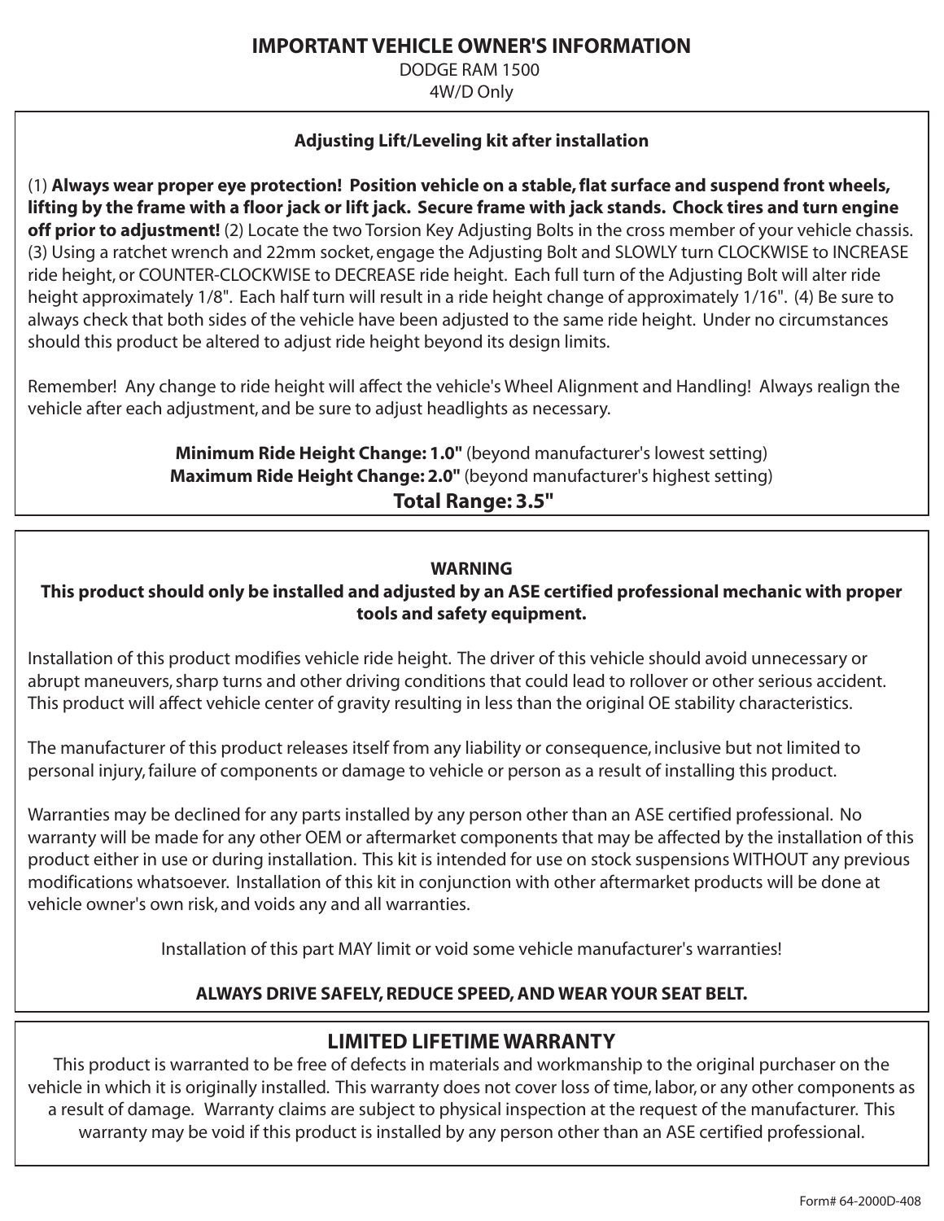# IMPORTANT VEHICLE OWNER'S INFORMATION

DODGE RAM 1500

4W/D Only

### Adjusting Lift/Leveling kit after installation

(1) **Always wear proper eye protection! Position vehicle on a stable, flat surface and suspend front wheels, lifting by the frame with a floor jack or lift jack. Secure frame with jack stands. Chock tires and turn engine off prior to adjustment!** (2) Locate the two Torsion Key Adjusting Bolts in the cross member of your vehicle chassis. (3) Using a ratchet wrench and 22mm socket, engage the Adjusting Bolt and SLOWLY turn CLOCKWISE to INCREASE ride height, or COUNTER-CLOCKWISE to DECREASE ride height. Each full turn of the Adjusting Bolt will alter ride height approximately 1/8". Each half turn will result in a ride height change of approximately 1/16". (4) Be sure to always check that both sides of the vehicle have been adjusted to the same ride height. Under no circumstances should this product be altered to adjust ride height beyond its design limits.

Remember! Any change to ride height will affect the vehicle's Wheel Alignment and Handling! Always realign the vehicle after each adjustment, and be sure to adjust headlights as necessary.

**Minimum Ride Height Change: 1.0"** (beyond manufacturer's lowest setting)
**Maximum Ride Height Change: 2.0"** (beyond manufacturer's highest setting)
**Total Range: 3.5"**

### WARNING

**This product should only be installed and adjusted by an ASE certified professional mechanic with proper tools and safety equipment.**

Installation of this product modifies vehicle ride height. The driver of this vehicle should avoid unnecessary or abrupt maneuvers, sharp turns and other driving conditions that could lead to rollover or other serious accident. This product will affect vehicle center of gravity resulting in less than the original OE stability characteristics.

The manufacturer of this product releases itself from any liability or consequence, inclusive but not limited to personal injury, failure of components or damage to vehicle or person as a result of installing this product.

Warranties may be declined for any parts installed by any person other than an ASE certified professional. No warranty will be made for any other OEM or aftermarket components that may be affected by the installation of this product either in use or during installation. This kit is intended for use on stock suspensions WITHOUT any previous modifications whatsoever. Installation of this kit in conjunction with other aftermarket products will be done at vehicle owner's own risk, and voids any and all warranties.

Installation of this part MAY limit or void some vehicle manufacturer's warranties!

**ALWAYS DRIVE SAFELY, REDUCE SPEED, AND WEAR YOUR SEAT BELT.**

## LIMITED LIFETIME WARRANTY

This product is warranted to be free of defects in materials and workmanship to the original purchaser on the vehicle in which it is originally installed. This warranty does not cover loss of time, labor, or any other components as a result of damage. Warranty claims are subject to physical inspection at the request of the manufacturer. This warranty may be void if this product is installed by any person other than an ASE certified professional.

Form# 64-2000D-408